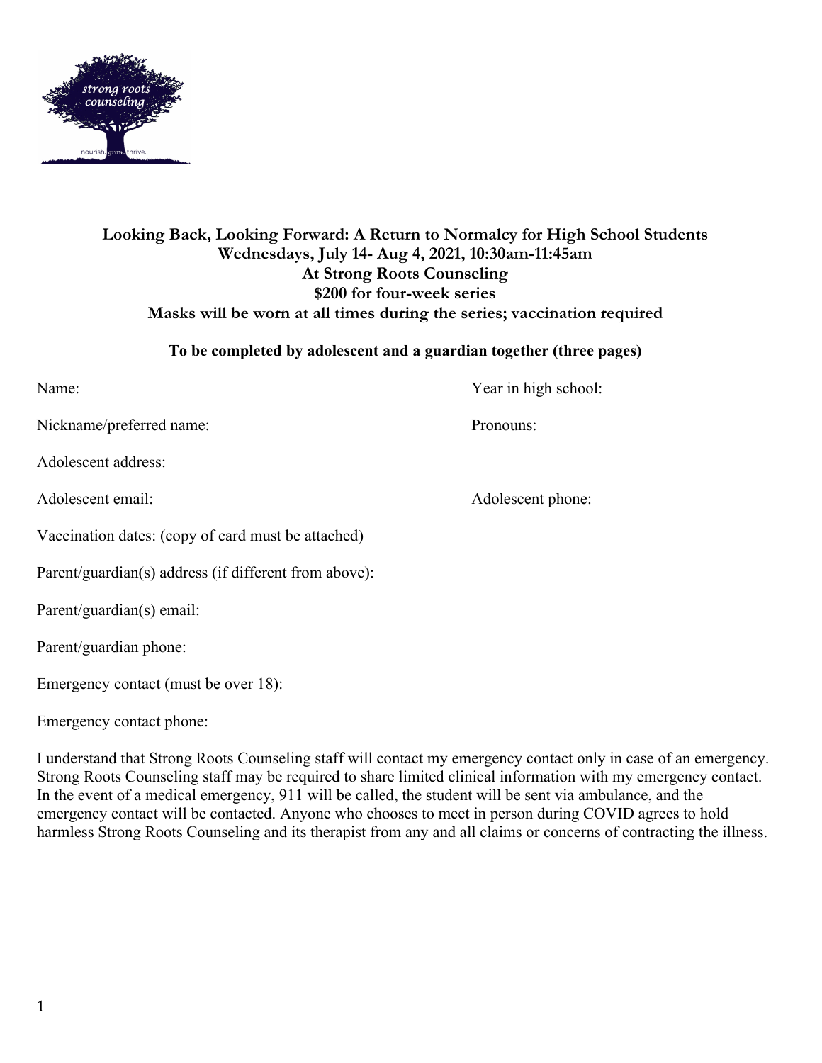**Looking Back, Looking Forward: A Return to Normalcy for High School Students**
**Wednesdays, July 14- Aug 4, 2021, 10:30am-11:45am**
**At Strong Roots Counseling**
**$200 for four-week series**
**Masks will be worn at all times during the series; vaccination required**

**To be completed by adolescent and a guardian together (three pages)**

Name: Year in high school:

Nickname/preferred name: Pronouns:

Adolescent address:

Adolescent email: Adolescent phone:

Vaccination dates: (copy of card must be attached)

Parent/guardian(s) address (if different from above):

Parent/guardian(s) email:

Parent/guardian phone:

Emergency contact (must be over 18):

Emergency contact phone:

I understand that Strong Roots Counseling staff will contact my emergency contact only in case of an emergency. Strong Roots Counseling staff may be required to share limited clinical information with my emergency contact. In the event of a medical emergency, 911 will be called, the student will be sent via ambulance, and the emergency contact will be contacted. Anyone who chooses to meet in person during COVID agrees to hold harmless Strong Roots Counseling and its therapist from any and all claims or concerns of contracting the illness.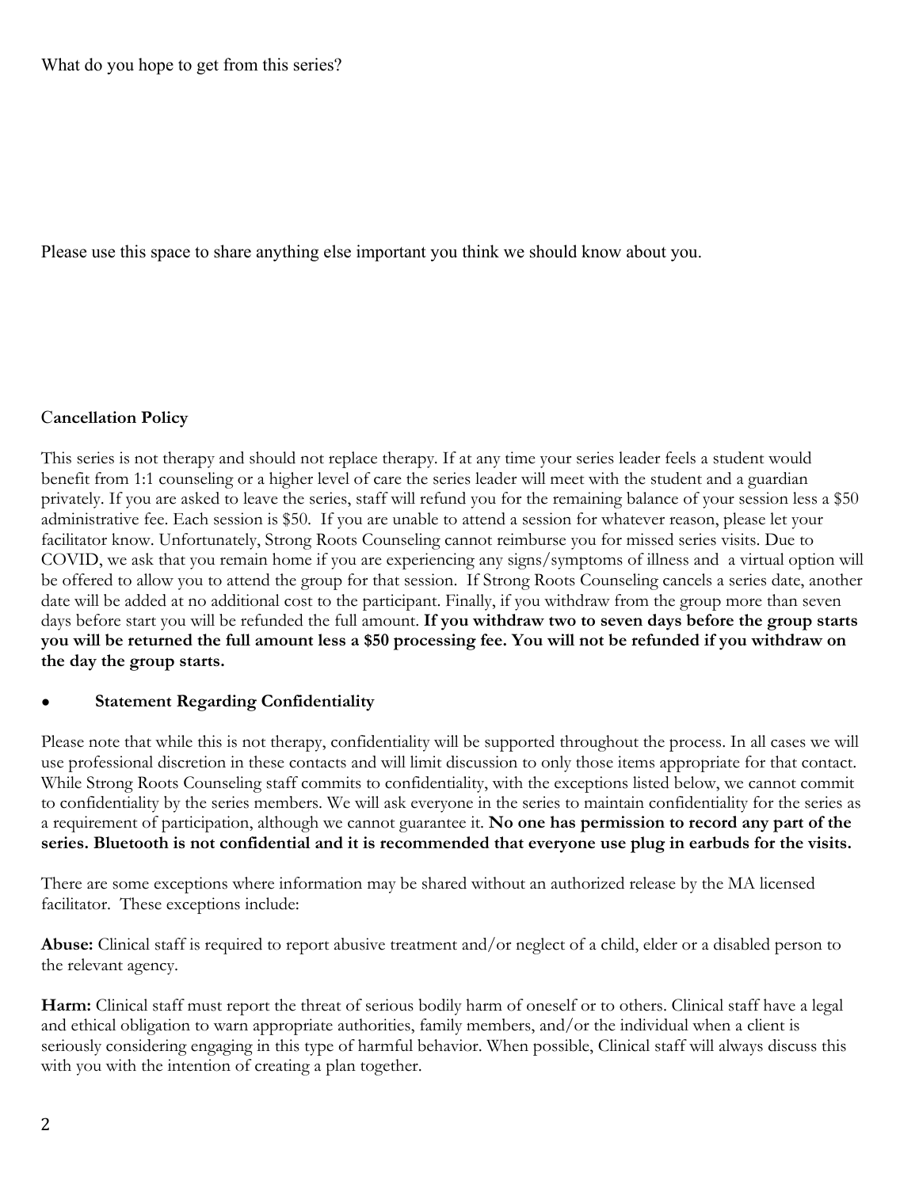What do you hope to get from this series?

Please use this space to share anything else important you think we should know about you.

**Cancellation Policy**

This series is not therapy and should not replace therapy. If at any time your series leader feels a student would benefit from 1:1 counseling or a higher level of care the series leader will meet with the student and a guardian privately. If you are asked to leave the series, staff will refund you for the remaining balance of your session less a $50 administrative fee. Each session is $50. If you are unable to attend a session for whatever reason, please let your facilitator know. Unfortunately, Strong Roots Counseling cannot reimburse you for missed series visits. Due to COVID, we ask that you remain home if you are experiencing any signs/symptoms of illness and a virtual option will be offered to allow you to attend the group for that session. If Strong Roots Counseling cancels a series date, another date will be added at no additional cost to the participant. Finally, if you withdraw from the group more than seven days before start you will be refunded the full amount. **If you withdraw two to seven days before the group starts you will be returned the full amount less a $50 processing fee. You will not be refunded if you withdraw on the day the group starts.**

- **Statement Regarding Confidentiality**

Please note that while this is not therapy, confidentiality will be supported throughout the process. In all cases we will use professional discretion in these contacts and will limit discussion to only those items appropriate for that contact. While Strong Roots Counseling staff commits to confidentiality, with the exceptions listed below, we cannot commit to confidentiality by the series members. We will ask everyone in the series to maintain confidentiality for the series as a requirement of participation, although we cannot guarantee it. **No one has permission to record any part of the series. Bluetooth is not confidential and it is recommended that everyone use plug in earbuds for the visits.**

There are some exceptions where information may be shared without an authorized release by the MA licensed facilitator. These exceptions include:

**Abuse:** Clinical staff is required to report abusive treatment and/or neglect of a child, elder or a disabled person to the relevant agency.

**Harm:** Clinical staff must report the threat of serious bodily harm of oneself or to others. Clinical staff have a legal and ethical obligation to warn appropriate authorities, family members, and/or the individual when a client is seriously considering engaging in this type of harmful behavior. When possible, Clinical staff will always discuss this with you with the intention of creating a plan together.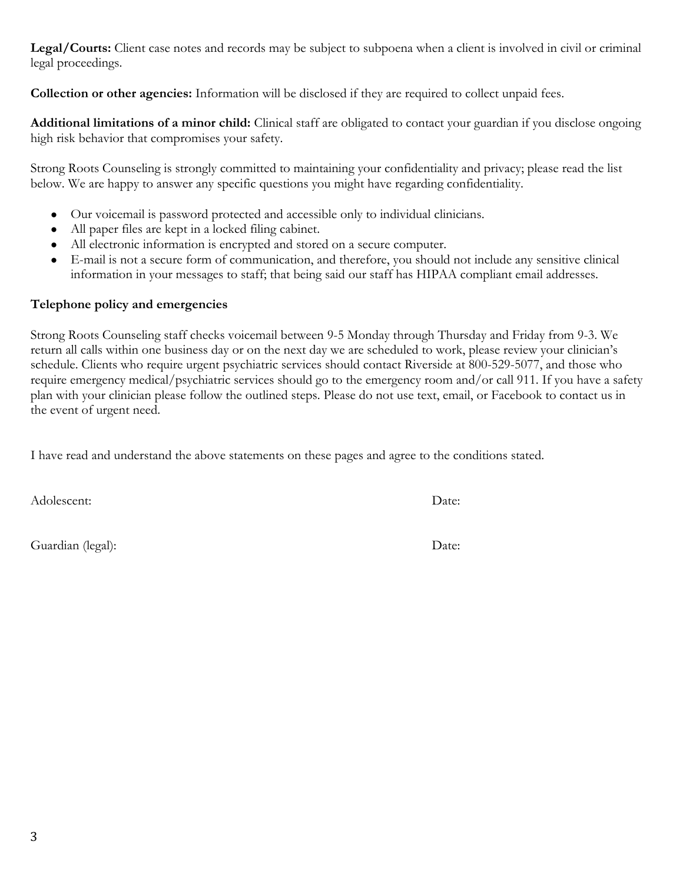**Legal/Courts:** Client case notes and records may be subject to subpoena when a client is involved in civil or criminal legal proceedings.

**Collection or other agencies:** Information will be disclosed if they are required to collect unpaid fees.

**Additional limitations of a minor child:** Clinical staff are obligated to contact your guardian if you disclose ongoing high risk behavior that compromises your safety.

Strong Roots Counseling is strongly committed to maintaining your confidentiality and privacy; please read the list below. We are happy to answer any specific questions you might have regarding confidentiality.

- Our voicemail is password protected and accessible only to individual clinicians.
- All paper files are kept in a locked filing cabinet.
- All electronic information is encrypted and stored on a secure computer.
- E-mail is not a secure form of communication, and therefore, you should not include any sensitive clinical information in your messages to staff; that being said our staff has HIPAA compliant email addresses.

**Telephone policy and emergencies**

Strong Roots Counseling staff checks voicemail between 9-5 Monday through Thursday and Friday from 9-3. We return all calls within one business day or on the next day we are scheduled to work, please review your clinician's schedule. Clients who require urgent psychiatric services should contact Riverside at 800-529-5077, and those who require emergency medical/psychiatric services should go to the emergency room and/or call 911. If you have a safety plan with your clinician please follow the outlined steps. Please do not use text, email, or Facebook to contact us in the event of urgent need.

I have read and understand the above statements on these pages and agree to the conditions stated.

Adolescent: Date:

Guardian (legal): Date: